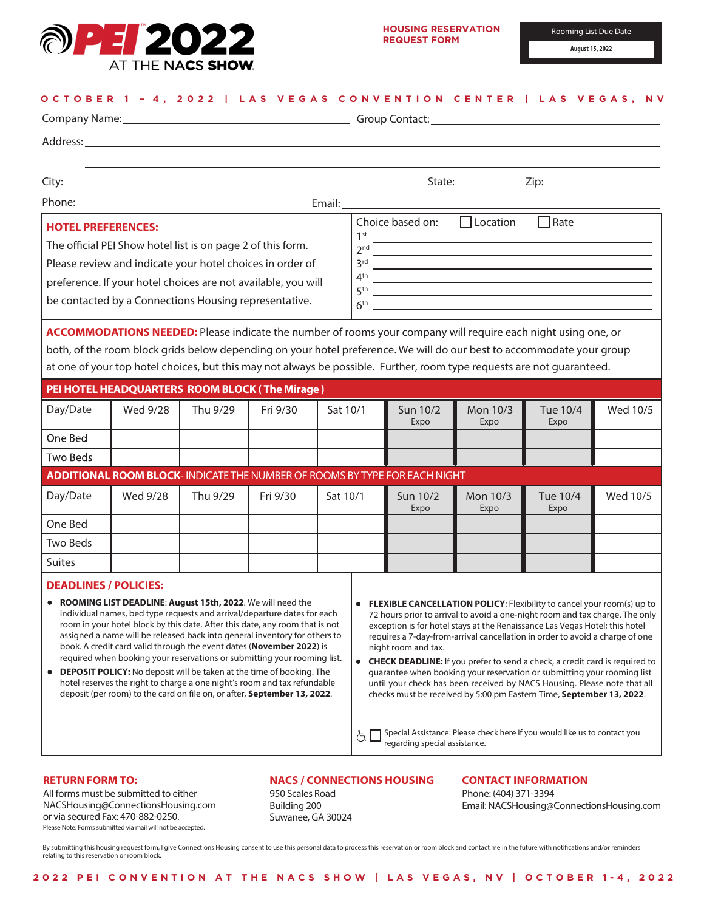# PEI 2022 AT THE NACS SHOW

**HOUSING RESERVATION REQUEST FORM**

Rooming List Due Date: **August 15, 2022**

**OCTOBER 1 – 4, 2022 | LAS VEGAS CONVENTION CENTER | LAS VEGAS, NV**

Company Name: ______________________ Group Contact: ______________________

Address: ______________________

City: ______________________ State: __________ Zip: __________

Phone: ______________________ Email: ______________________

## HOTEL PREFERENCES:

The official PEI Show hotel list is on page 2 of this form. Please review and indicate your hotel choices in order of preference. If your hotel choices are not available, you will be contacted by a Connections Housing representative.

Choice based on: ☐ Location ☐ Rate

1st ______________________
2nd ______________________
3rd ______________________
4th ______________________
5th ______________________
6th ______________________

**ACCOMMODATIONS NEEDED:** Please indicate the number of rooms your company will require each night using one, or both, of the room block grids below depending on your hotel preference. We will do our best to accommodate your group at one of your top hotel choices, but this may not always be possible. Further, room type requests are not guaranteed.

**PEI HOTEL HEADQUARTERS ROOM BLOCK ( The Mirage )**

| Day/Date | Wed 9/28 | Thu 9/29 | Fri 9/30 | Sat 10/1 | Sun 10/2 Expo | Mon 10/3 Expo | Tue 10/4 Expo | Wed 10/5 |
|---|---|---|---|---|---|---|---|---|
| One Bed | | | | | | | | |
| Two Beds | | | | | | | | |

**ADDITIONAL ROOM BLOCK**- INDICATE THE NUMBER OF ROOMS BY TYPE FOR EACH NIGHT

| Day/Date | Wed 9/28 | Thu 9/29 | Fri 9/30 | Sat 10/1 | Sun 10/2 Expo | Mon 10/3 Expo | Tue 10/4 Expo | Wed 10/5 |
|---|---|---|---|---|---|---|---|---|
| One Bed | | | | | | | | |
| Two Beds | | | | | | | | |
| Suites | | | | | | | | |

## DEADLINES / POLICIES:

- **ROOMING LIST DEADLINE**: **August 15th, 2022**. We will need the individual names, bed type requests and arrival/departure dates for each room in your hotel block by this date. After this date, any room that is not assigned a name will be released back into general inventory for others to book. A credit card valid through the event dates (**November 2022**) is required when booking your reservations or submitting your rooming list.
- **DEPOSIT POLICY:** No deposit will be taken at the time of booking. The hotel reserves the right to charge a one night's room and tax refundable deposit (per room) to the card on file on, or after, **September 13, 2022**.
- **FLEXIBLE CANCELLATION POLICY**: Flexibility to cancel your room(s) up to 72 hours prior to arrival to avoid a one-night room and tax charge. The only exception is for hotel stays at the Renaissance Las Vegas Hotel; this hotel requires a 7-day-from-arrival cancellation in order to avoid a charge of one night room and tax.
- **CHECK DEADLINE:** If you prefer to send a check, a credit card is required to guarantee when booking your reservation or submitting your rooming list until your check has been received by NACS Housing. Please note that all checks must be received by 5:00 pm Eastern Time, **September 13, 2022**.

☐ Special Assistance: Please check here if you would like us to contact you regarding special assistance.

### RETURN FORM TO:

All forms must be submitted to either NACSHousing@ConnectionsHousing.com or via secured Fax: 470-882-0250.

Please Note: Forms submitted via mail will not be accepted.

### NACS / CONNECTIONS HOUSING

950 Scales Road
Building 200
Suwanee, GA 30024

### CONTACT INFORMATION

Phone: (404) 371-3394
Email: NACSHousing@ConnectionsHousing.com

By submitting this housing request form, I give Connections Housing consent to use this personal data to process this reservation or room block and contact me in the future with notifications and/or reminders relating to this reservation or room block.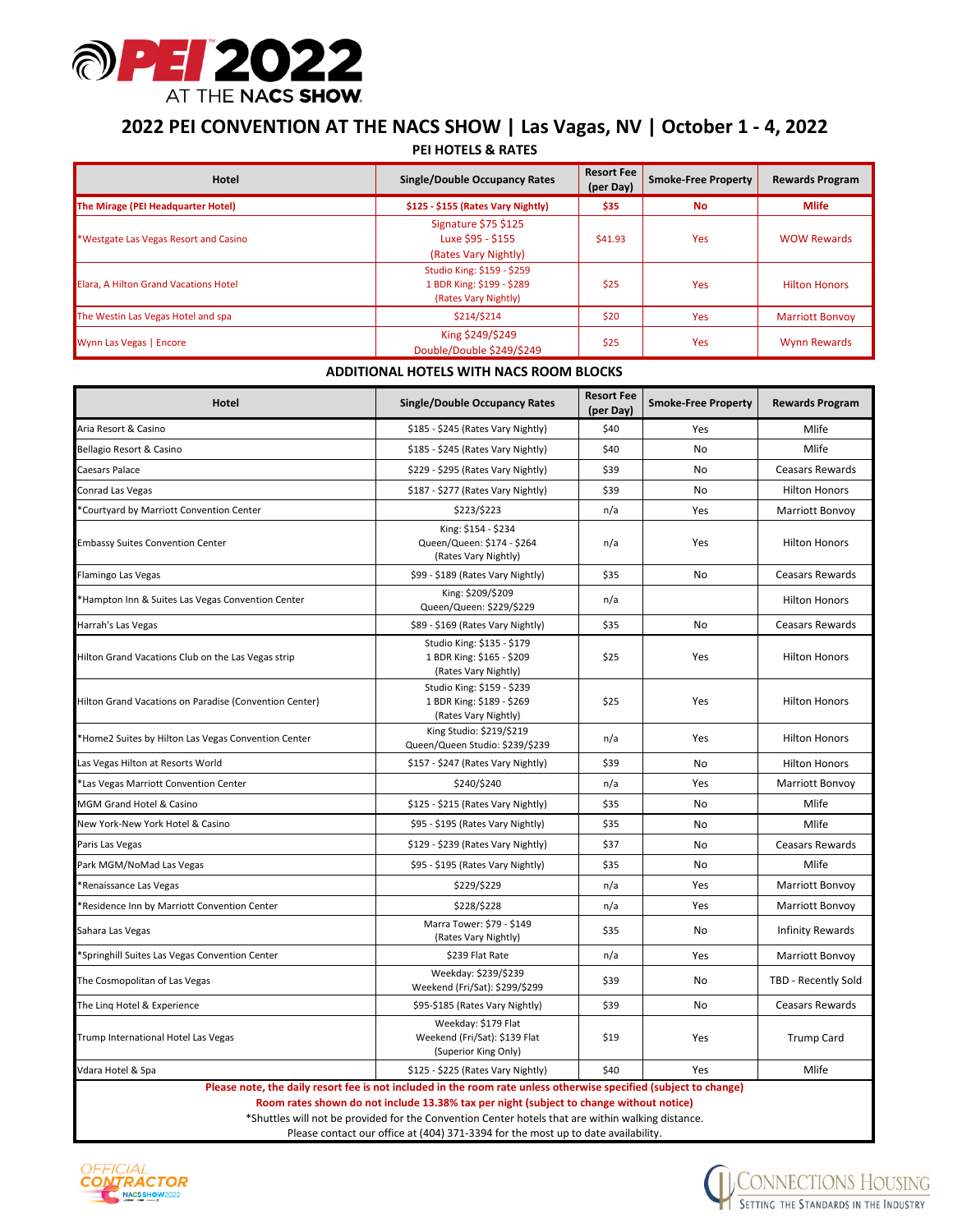# 2022 PEI CONVENTION AT THE NACS SHOW | Las Vegas, NV | October 1 - 4, 2022

## PEI HOTELS & RATES

| Hotel | Single/Double Occupancy Rates | Resort Fee (per Day) | Smoke-Free Property | Rewards Program |
|---|---|---|---|---|
| **The Mirage (PEI Headquarter Hotel)** | **$125 - $155 (Rates Vary Nightly)** | **$35** | **No** | **Mlife** |
| *Westgate Las Vegas Resort and Casino | Signature $75 $125<br>Luxe $95 - $155<br>(Rates Vary Nightly) | $41.93 | Yes | WOW Rewards |
| Elara, A Hilton Grand Vacations Hotel | Studio King: $159 - $259<br>1 BDR King: $199 - $289<br>(Rates Vary Nightly) | $25 | Yes | Hilton Honors |
| The Westin Las Vegas Hotel and spa | $214/$214 | $20 | Yes | Marriott Bonvoy |
| Wynn Las Vegas \| Encore | King $249/$249<br>Double/Double $249/$249 | $25 | Yes | Wynn Rewards |

## ADDITIONAL HOTELS WITH NACS ROOM BLOCKS

| Hotel | Single/Double Occupancy Rates | Resort Fee (per Day) | Smoke-Free Property | Rewards Program |
|---|---|---|---|---|
| Aria Resort & Casino | $185 - $245 (Rates Vary Nightly) | $40 | Yes | Mlife |
| Bellagio Resort & Casino | $185 - $245 (Rates Vary Nightly) | $40 | No | Mlife |
| Caesars Palace | $229 - $295 (Rates Vary Nightly) | $39 | No | Ceasars Rewards |
| Conrad Las Vegas | $187 - $277 (Rates Vary Nightly) | $39 | No | Hilton Honors |
| *Courtyard by Marriott Convention Center | $223/$223 | n/a | Yes | Marriott Bonvoy |
| Embassy Suites Convention Center | King: $154 - $234<br>Queen/Queen: $174 - $264<br>(Rates Vary Nightly) | n/a | Yes | Hilton Honors |
| Flamingo Las Vegas | $99 - $189 (Rates Vary Nightly) | $35 | No | Ceasars Rewards |
| *Hampton Inn & Suites Las Vegas Convention Center | King: $209/$209<br>Queen/Queen: $229/$229 | n/a | | Hilton Honors |
| Harrah's Las Vegas | $89 - $169 (Rates Vary Nightly) | $35 | No | Ceasars Rewards |
| Hilton Grand Vacations Club on the Las Vegas strip | Studio King: $135 - $179<br>1 BDR King: $165 - $209<br>(Rates Vary Nightly) | $25 | Yes | Hilton Honors |
| Hilton Grand Vacations on Paradise (Convention Center) | Studio King: $159 - $239<br>1 BDR King: $189 - $269<br>(Rates Vary Nightly) | $25 | Yes | Hilton Honors |
| *Home2 Suites by Hilton Las Vegas Convention Center | King Studio: $219/$219<br>Queen/Queen Studio: $239/$239 | n/a | Yes | Hilton Honors |
| Las Vegas Hilton at Resorts World | $157 - $247 (Rates Vary Nightly) | $39 | No | Hilton Honors |
| *Las Vegas Marriott Convention Center | $240/$240 | n/a | Yes | Marriott Bonvoy |
| MGM Grand Hotel & Casino | $125 - $215 (Rates Vary Nightly) | $35 | No | Mlife |
| New York-New York Hotel & Casino | $95 - $195 (Rates Vary Nightly) | $35 | No | Mlife |
| Paris Las Vegas | $129 - $239 (Rates Vary Nightly) | $37 | No | Ceasars Rewards |
| Park MGM/NoMad Las Vegas | $95 - $195 (Rates Vary Nightly) | $35 | No | Mlife |
| *Renaissance Las Vegas | $229/$229 | n/a | Yes | Marriott Bonvoy |
| *Residence Inn by Marriott Convention Center | $228/$228 | n/a | Yes | Marriott Bonvoy |
| Sahara Las Vegas | Marra Tower: $79 - $149<br>(Rates Vary Nightly) | $35 | No | Infinity Rewards |
| *Springhill Suites Las Vegas Convention Center | $239 Flat Rate | n/a | Yes | Marriott Bonvoy |
| The Cosmopolitan of Las Vegas | Weekday: $239/$239<br>Weekend (Fri/Sat): $299/$299 | $39 | No | TBD - Recently Sold |
| The Linq Hotel & Experience | $95-$185 (Rates Vary Nightly) | $39 | No | Ceasars Rewards |
| Trump International Hotel Las Vegas | Weekday: $179 Flat<br>Weekend (Fri/Sat): $139 Flat<br>(Superior King Only) | $19 | Yes | Trump Card |
| Vdara Hotel & Spa | $125 - $225 (Rates Vary Nightly) | $40 | Yes | Mlife |

**Please note, the daily resort fee is not included in the room rate unless otherwise specified (subject to change)**

**Room rates shown do not include 13.38% tax per night (subject to change without notice)**

*Shuttles will not be provided for the Convention Center hotels that are within walking distance.

Please contact our office at (404) 371-3394 for the most up to date availability.